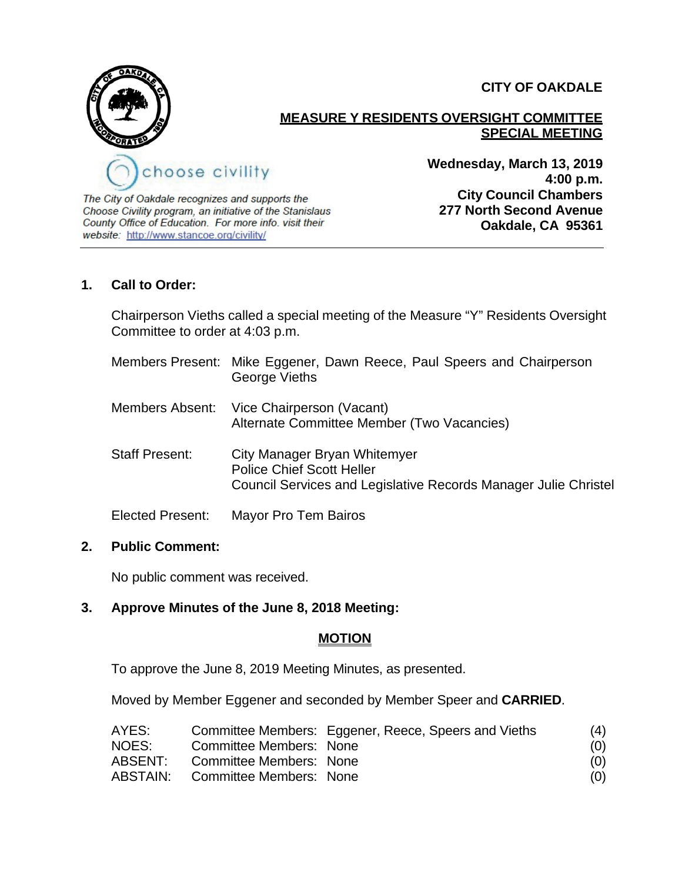**CITY OF OAKDALE**

**MEASURE Y RESIDENTS OVERSIGHT COMMITTEE SPECIAL MEETING**

choose civility

*The City of Oakdale recognizes and supports the Choose Civility program, an initiative of the Stanislaus County Office of Education. For more info. visit their website: http://www.stancoe.org/civility/*

**Wednesday, March 13, 2019**
**4:00 p.m.**
**City Council Chambers**
**277 North Second Avenue**
**Oakdale, CA 95361**

---

## 1. Call to Order:

Chairperson Vieths called a special meeting of the Measure "Y" Residents Oversight Committee to order at 4:03 p.m.

Members Present: Mike Eggener, Dawn Reece, Paul Speers and Chairperson George Vieths

Members Absent: Vice Chairperson (Vacant)
Alternate Committee Member (Two Vacancies)

Staff Present: City Manager Bryan Whitemyer
Police Chief Scott Heller
Council Services and Legislative Records Manager Julie Christel

Elected Present: Mayor Pro Tem Bairos

## 2. Public Comment:

No public comment was received.

## 3. Approve Minutes of the June 8, 2018 Meeting:

**MOTION**

To approve the June 8, 2019 Meeting Minutes, as presented.

Moved by Member Eggener and seconded by Member Speer and **CARRIED**.

| | | | |
|---|---|---|---|
| AYES: | Committee Members: | Eggener, Reece, Speers and Vieths | (4) |
| NOES: | Committee Members: | None | (0) |
| ABSENT: | Committee Members: | None | (0) |
| ABSTAIN: | Committee Members: | None | (0) |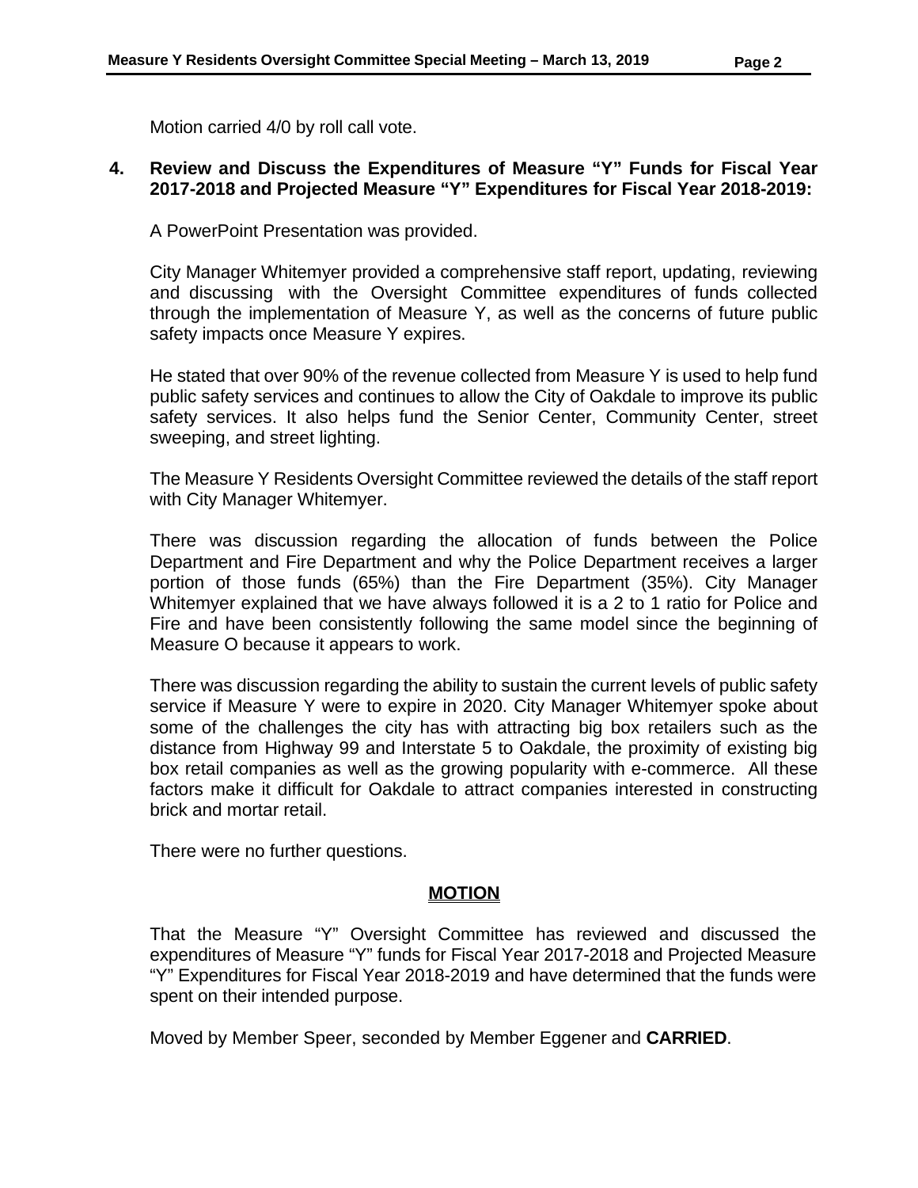Motion carried 4/0 by roll call vote.

**4. Review and Discuss the Expenditures of Measure "Y" Funds for Fiscal Year 2017-2018 and Projected Measure "Y" Expenditures for Fiscal Year 2018-2019:**

A PowerPoint Presentation was provided.

City Manager Whitemyer provided a comprehensive staff report, updating, reviewing and discussing with the Oversight Committee expenditures of funds collected through the implementation of Measure Y, as well as the concerns of future public safety impacts once Measure Y expires.

He stated that over 90% of the revenue collected from Measure Y is used to help fund public safety services and continues to allow the City of Oakdale to improve its public safety services. It also helps fund the Senior Center, Community Center, street sweeping, and street lighting.

The Measure Y Residents Oversight Committee reviewed the details of the staff report with City Manager Whitemyer.

There was discussion regarding the allocation of funds between the Police Department and Fire Department and why the Police Department receives a larger portion of those funds (65%) than the Fire Department (35%). City Manager Whitemyer explained that we have always followed it is a 2 to 1 ratio for Police and Fire and have been consistently following the same model since the beginning of Measure O because it appears to work.

There was discussion regarding the ability to sustain the current levels of public safety service if Measure Y were to expire in 2020. City Manager Whitemyer spoke about some of the challenges the city has with attracting big box retailers such as the distance from Highway 99 and Interstate 5 to Oakdale, the proximity of existing big box retail companies as well as the growing popularity with e-commerce. All these factors make it difficult for Oakdale to attract companies interested in constructing brick and mortar retail.

There were no further questions.

**MOTION**

That the Measure "Y" Oversight Committee has reviewed and discussed the expenditures of Measure "Y" funds for Fiscal Year 2017-2018 and Projected Measure "Y" Expenditures for Fiscal Year 2018-2019 and have determined that the funds were spent on their intended purpose.

Moved by Member Speer, seconded by Member Eggener and **CARRIED**.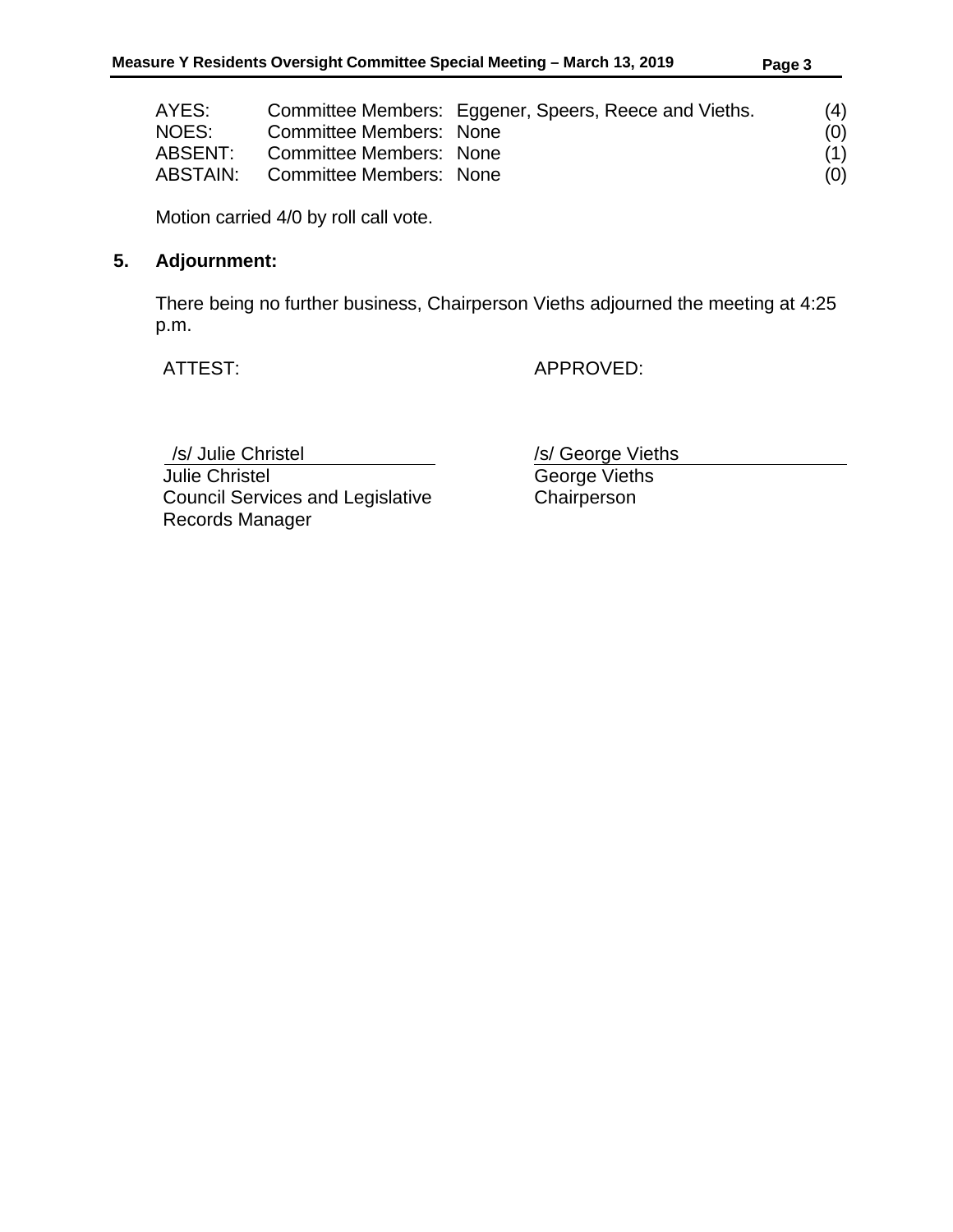| | | | |
|---|---|---|---|
| AYES: | Committee Members: | Eggener, Speers, Reece and Vieths. | (4) |
| NOES: | Committee Members: | None | (0) |
| ABSENT: | Committee Members: | None | (1) |
| ABSTAIN: | Committee Members: | None | (0) |

Motion carried 4/0 by roll call vote.

**5. Adjournment:**

There being no further business, Chairperson Vieths adjourned the meeting at 4:25 p.m.

ATTEST:

/s/ Julie Christel
Julie Christel
Council Services and Legislative Records Manager

APPROVED:

/s/ George Vieths
George Vieths
Chairperson